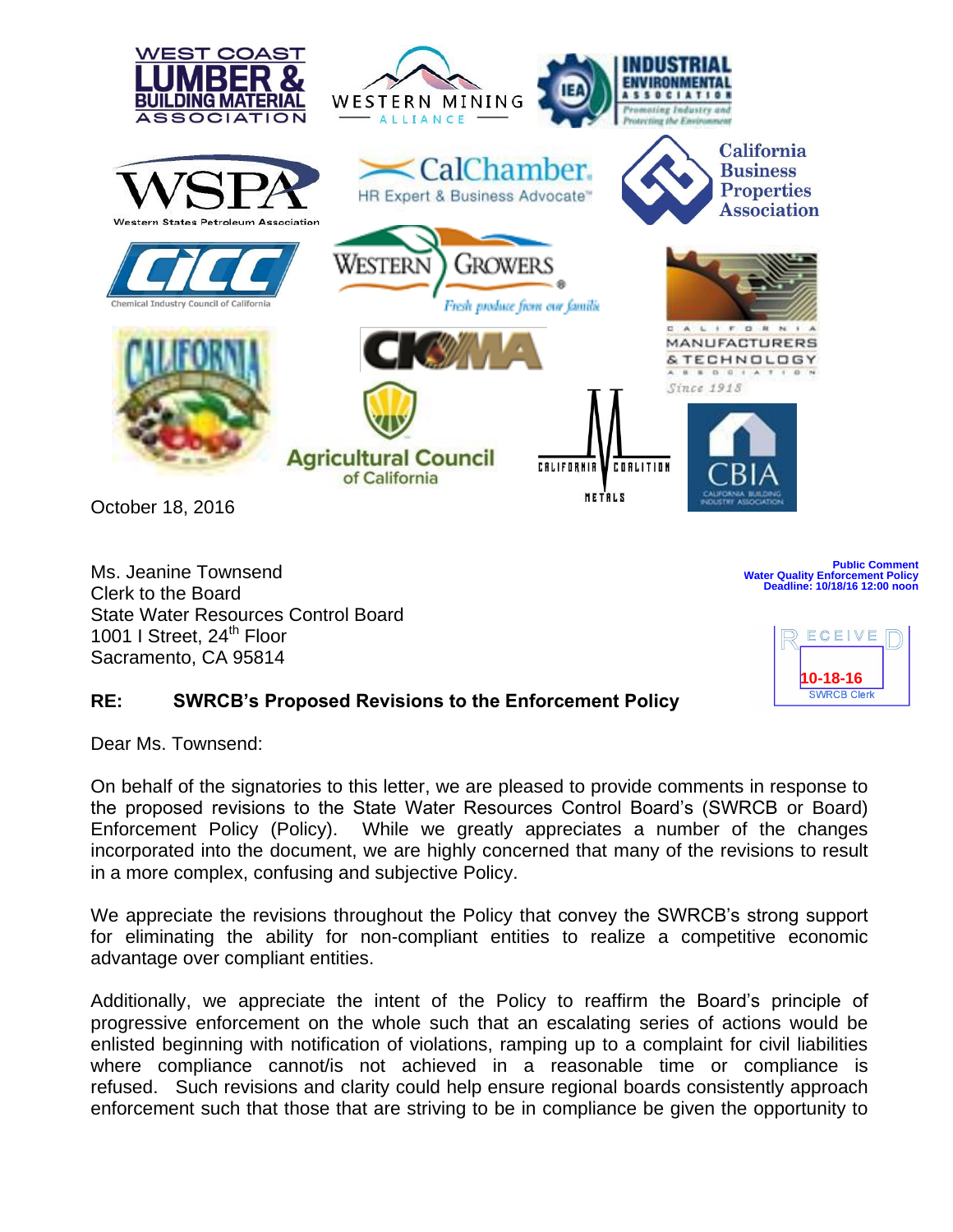October 18, 2016

Ms. Jeanine Townsend
Clerk to the Board
State Water Resources Control Board
1001 I Street, 24th Floor
Sacramento, CA 95814

Public Comment
Water Quality Enforcement Policy
Deadline: 10/18/16 12:00 noon

RECEIVED
10-18-16
SWRCB Clerk

**RE: SWRCB's Proposed Revisions to the Enforcement Policy**

Dear Ms. Townsend:

On behalf of the signatories to this letter, we are pleased to provide comments in response to the proposed revisions to the State Water Resources Control Board's (SWRCB or Board) Enforcement Policy (Policy). While we greatly appreciates a number of the changes incorporated into the document, we are highly concerned that many of the revisions to result in a more complex, confusing and subjective Policy.

We appreciate the revisions throughout the Policy that convey the SWRCB's strong support for eliminating the ability for non-compliant entities to realize a competitive economic advantage over compliant entities.

Additionally, we appreciate the intent of the Policy to reaffirm the Board's principle of progressive enforcement on the whole such that an escalating series of actions would be enlisted beginning with notification of violations, ramping up to a complaint for civil liabilities where compliance cannot/is not achieved in a reasonable time or compliance is refused. Such revisions and clarity could help ensure regional boards consistently approach enforcement such that those that are striving to be in compliance be given the opportunity to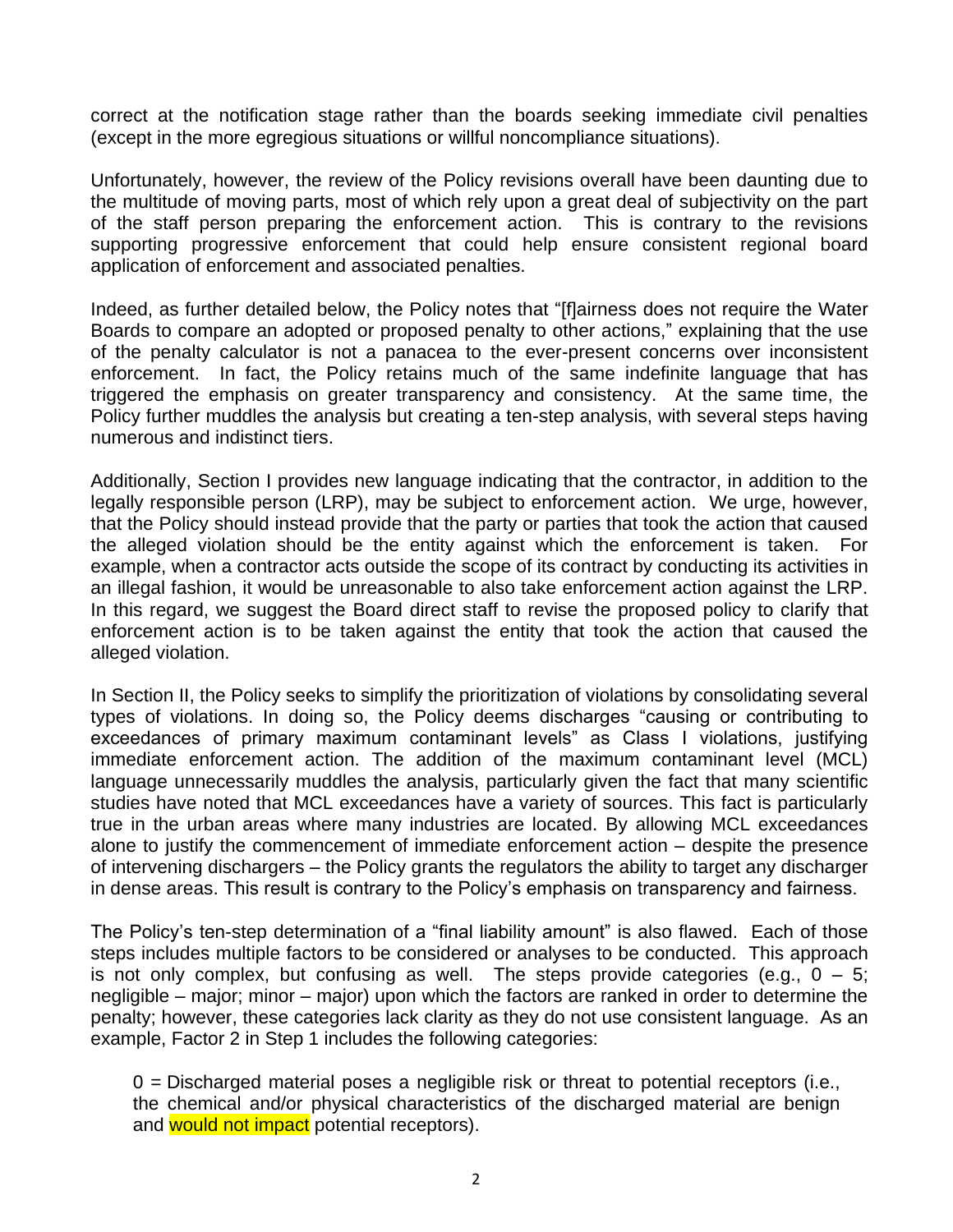correct at the notification stage rather than the boards seeking immediate civil penalties (except in the more egregious situations or willful noncompliance situations).

Unfortunately, however, the review of the Policy revisions overall have been daunting due to the multitude of moving parts, most of which rely upon a great deal of subjectivity on the part of the staff person preparing the enforcement action. This is contrary to the revisions supporting progressive enforcement that could help ensure consistent regional board application of enforcement and associated penalties.

Indeed, as further detailed below, the Policy notes that "[f]airness does not require the Water Boards to compare an adopted or proposed penalty to other actions," explaining that the use of the penalty calculator is not a panacea to the ever-present concerns over inconsistent enforcement. In fact, the Policy retains much of the same indefinite language that has triggered the emphasis on greater transparency and consistency. At the same time, the Policy further muddles the analysis but creating a ten-step analysis, with several steps having numerous and indistinct tiers.

Additionally, Section I provides new language indicating that the contractor, in addition to the legally responsible person (LRP), may be subject to enforcement action. We urge, however, that the Policy should instead provide that the party or parties that took the action that caused the alleged violation should be the entity against which the enforcement is taken. For example, when a contractor acts outside the scope of its contract by conducting its activities in an illegal fashion, it would be unreasonable to also take enforcement action against the LRP. In this regard, we suggest the Board direct staff to revise the proposed policy to clarify that enforcement action is to be taken against the entity that took the action that caused the alleged violation.

In Section II, the Policy seeks to simplify the prioritization of violations by consolidating several types of violations. In doing so, the Policy deems discharges "causing or contributing to exceedances of primary maximum contaminant levels" as Class I violations, justifying immediate enforcement action. The addition of the maximum contaminant level (MCL) language unnecessarily muddles the analysis, particularly given the fact that many scientific studies have noted that MCL exceedances have a variety of sources. This fact is particularly true in the urban areas where many industries are located. By allowing MCL exceedances alone to justify the commencement of immediate enforcement action – despite the presence of intervening dischargers – the Policy grants the regulators the ability to target any discharger in dense areas. This result is contrary to the Policy's emphasis on transparency and fairness.

The Policy's ten-step determination of a "final liability amount" is also flawed. Each of those steps includes multiple factors to be considered or analyses to be conducted. This approach is not only complex, but confusing as well. The steps provide categories (e.g., 0 – 5; negligible – major; minor – major) upon which the factors are ranked in order to determine the penalty; however, these categories lack clarity as they do not use consistent language. As an example, Factor 2 in Step 1 includes the following categories:

> 0 = Discharged material poses a negligible risk or threat to potential receptors (i.e., the chemical and/or physical characteristics of the discharged material are benign and would not impact potential receptors).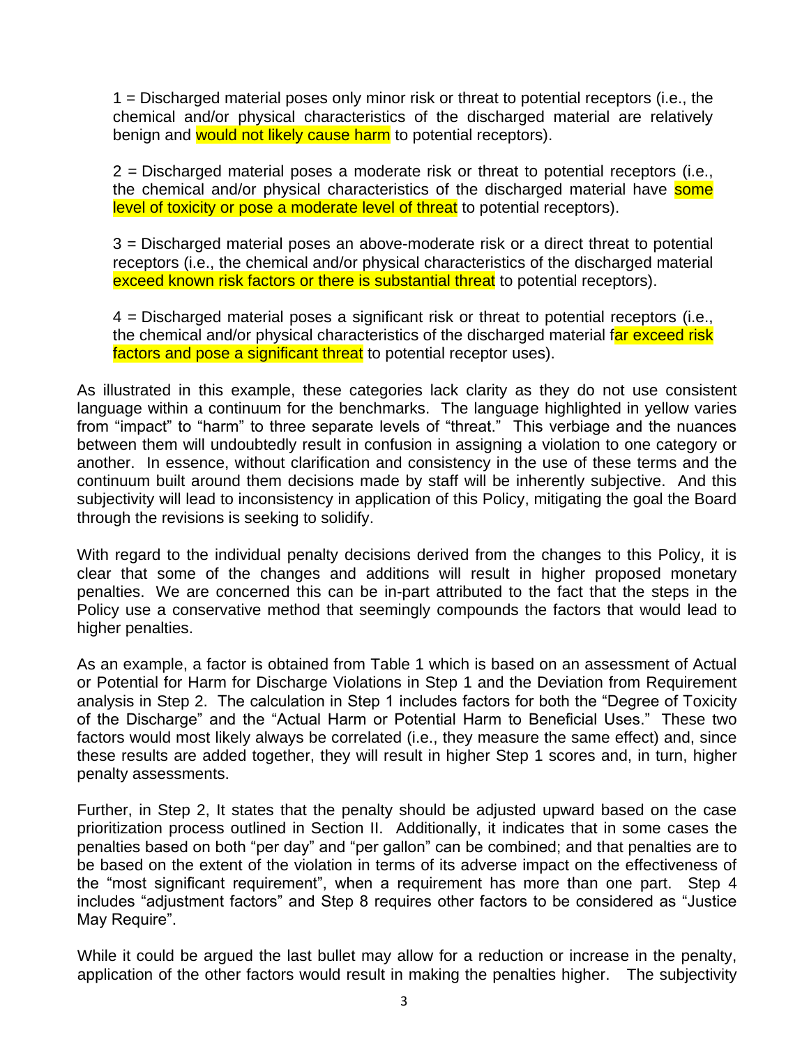1 = Discharged material poses only minor risk or threat to potential receptors (i.e., the chemical and/or physical characteristics of the discharged material are relatively benign and would not likely cause harm to potential receptors).

2 = Discharged material poses a moderate risk or threat to potential receptors (i.e., the chemical and/or physical characteristics of the discharged material have some level of toxicity or pose a moderate level of threat to potential receptors).

3 = Discharged material poses an above-moderate risk or a direct threat to potential receptors (i.e., the chemical and/or physical characteristics of the discharged material exceed known risk factors or there is substantial threat to potential receptors).

4 = Discharged material poses a significant risk or threat to potential receptors (i.e., the chemical and/or physical characteristics of the discharged material far exceed risk factors and pose a significant threat to potential receptor uses).

As illustrated in this example, these categories lack clarity as they do not use consistent language within a continuum for the benchmarks. The language highlighted in yellow varies from "impact" to "harm" to three separate levels of "threat." This verbiage and the nuances between them will undoubtedly result in confusion in assigning a violation to one category or another. In essence, without clarification and consistency in the use of these terms and the continuum built around them decisions made by staff will be inherently subjective. And this subjectivity will lead to inconsistency in application of this Policy, mitigating the goal the Board through the revisions is seeking to solidify.

With regard to the individual penalty decisions derived from the changes to this Policy, it is clear that some of the changes and additions will result in higher proposed monetary penalties. We are concerned this can be in-part attributed to the fact that the steps in the Policy use a conservative method that seemingly compounds the factors that would lead to higher penalties.

As an example, a factor is obtained from Table 1 which is based on an assessment of Actual or Potential for Harm for Discharge Violations in Step 1 and the Deviation from Requirement analysis in Step 2. The calculation in Step 1 includes factors for both the "Degree of Toxicity of the Discharge" and the "Actual Harm or Potential Harm to Beneficial Uses." These two factors would most likely always be correlated (i.e., they measure the same effect) and, since these results are added together, they will result in higher Step 1 scores and, in turn, higher penalty assessments.

Further, in Step 2, It states that the penalty should be adjusted upward based on the case prioritization process outlined in Section II. Additionally, it indicates that in some cases the penalties based on both "per day" and "per gallon" can be combined; and that penalties are to be based on the extent of the violation in terms of its adverse impact on the effectiveness of the "most significant requirement", when a requirement has more than one part. Step 4 includes "adjustment factors" and Step 8 requires other factors to be considered as "Justice May Require".

While it could be argued the last bullet may allow for a reduction or increase in the penalty, application of the other factors would result in making the penalties higher. The subjectivity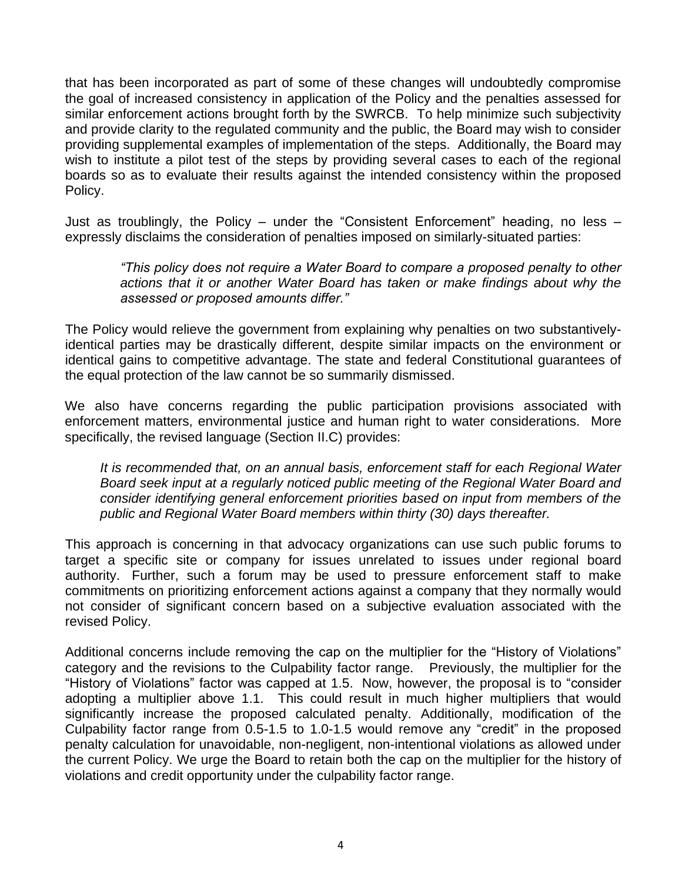that has been incorporated as part of some of these changes will undoubtedly compromise the goal of increased consistency in application of the Policy and the penalties assessed for similar enforcement actions brought forth by the SWRCB. To help minimize such subjectivity and provide clarity to the regulated community and the public, the Board may wish to consider providing supplemental examples of implementation of the steps. Additionally, the Board may wish to institute a pilot test of the steps by providing several cases to each of the regional boards so as to evaluate their results against the intended consistency within the proposed Policy.

Just as troublingly, the Policy – under the "Consistent Enforcement" heading, no less – expressly disclaims the consideration of penalties imposed on similarly-situated parties:

> *"This policy does not require a Water Board to compare a proposed penalty to other actions that it or another Water Board has taken or make findings about why the assessed or proposed amounts differ."*

The Policy would relieve the government from explaining why penalties on two substantively-identical parties may be drastically different, despite similar impacts on the environment or identical gains to competitive advantage. The state and federal Constitutional guarantees of the equal protection of the law cannot be so summarily dismissed.

We also have concerns regarding the public participation provisions associated with enforcement matters, environmental justice and human right to water considerations. More specifically, the revised language (Section II.C) provides:

> *It is recommended that, on an annual basis, enforcement staff for each Regional Water Board seek input at a regularly noticed public meeting of the Regional Water Board and consider identifying general enforcement priorities based on input from members of the public and Regional Water Board members within thirty (30) days thereafter.*

This approach is concerning in that advocacy organizations can use such public forums to target a specific site or company for issues unrelated to issues under regional board authority. Further, such a forum may be used to pressure enforcement staff to make commitments on prioritizing enforcement actions against a company that they normally would not consider of significant concern based on a subjective evaluation associated with the revised Policy.

Additional concerns include removing the cap on the multiplier for the "History of Violations" category and the revisions to the Culpability factor range. Previously, the multiplier for the "History of Violations" factor was capped at 1.5. Now, however, the proposal is to "consider adopting a multiplier above 1.1. This could result in much higher multipliers that would significantly increase the proposed calculated penalty. Additionally, modification of the Culpability factor range from 0.5-1.5 to 1.0-1.5 would remove any "credit" in the proposed penalty calculation for unavoidable, non-negligent, non-intentional violations as allowed under the current Policy. We urge the Board to retain both the cap on the multiplier for the history of violations and credit opportunity under the culpability factor range.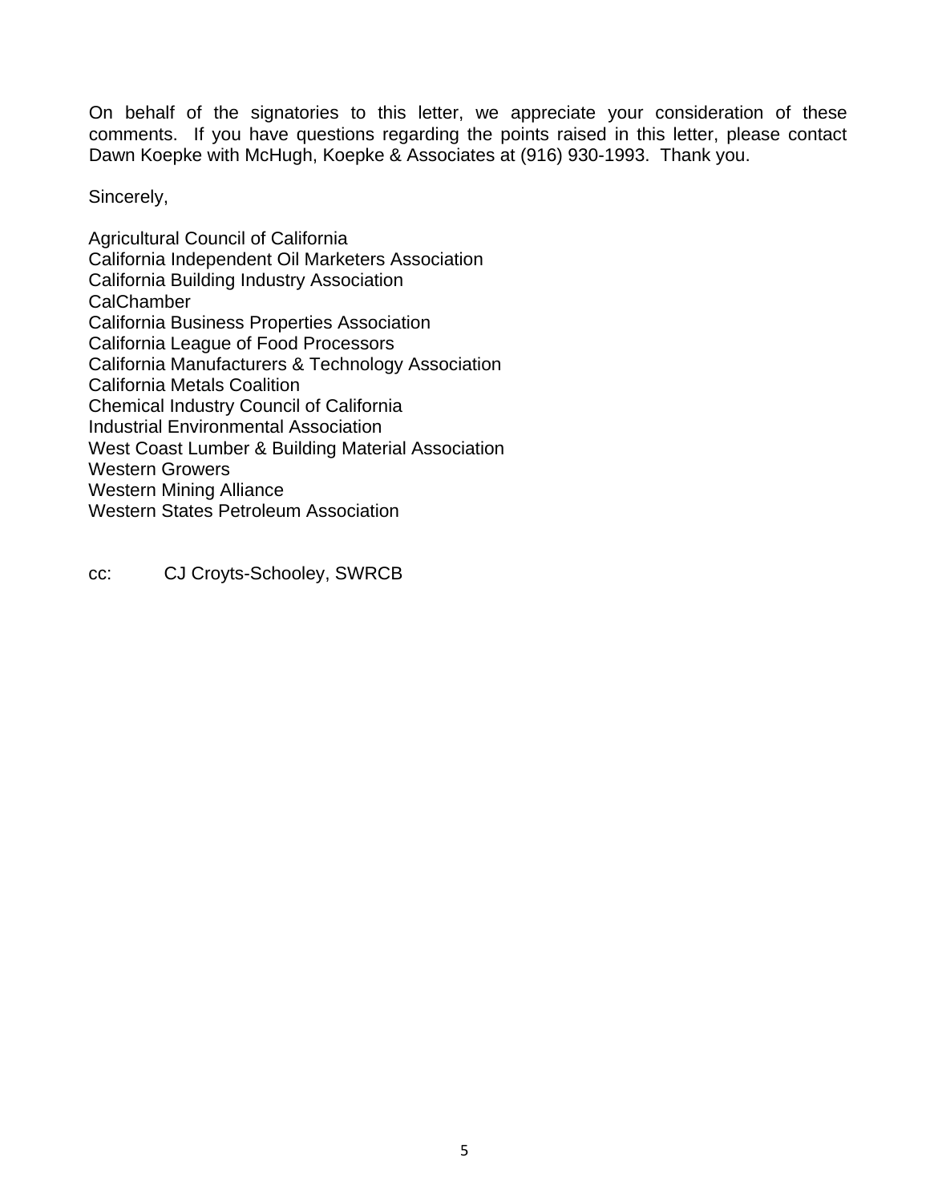On behalf of the signatories to this letter, we appreciate your consideration of these comments. If you have questions regarding the points raised in this letter, please contact Dawn Koepke with McHugh, Koepke & Associates at (916) 930-1993. Thank you.

Sincerely,

Agricultural Council of California
California Independent Oil Marketers Association
California Building Industry Association
CalChamber
California Business Properties Association
California League of Food Processors
California Manufacturers & Technology Association
California Metals Coalition
Chemical Industry Council of California
Industrial Environmental Association
West Coast Lumber & Building Material Association
Western Growers
Western Mining Alliance
Western States Petroleum Association

cc: CJ Croyts-Schooley, SWRCB